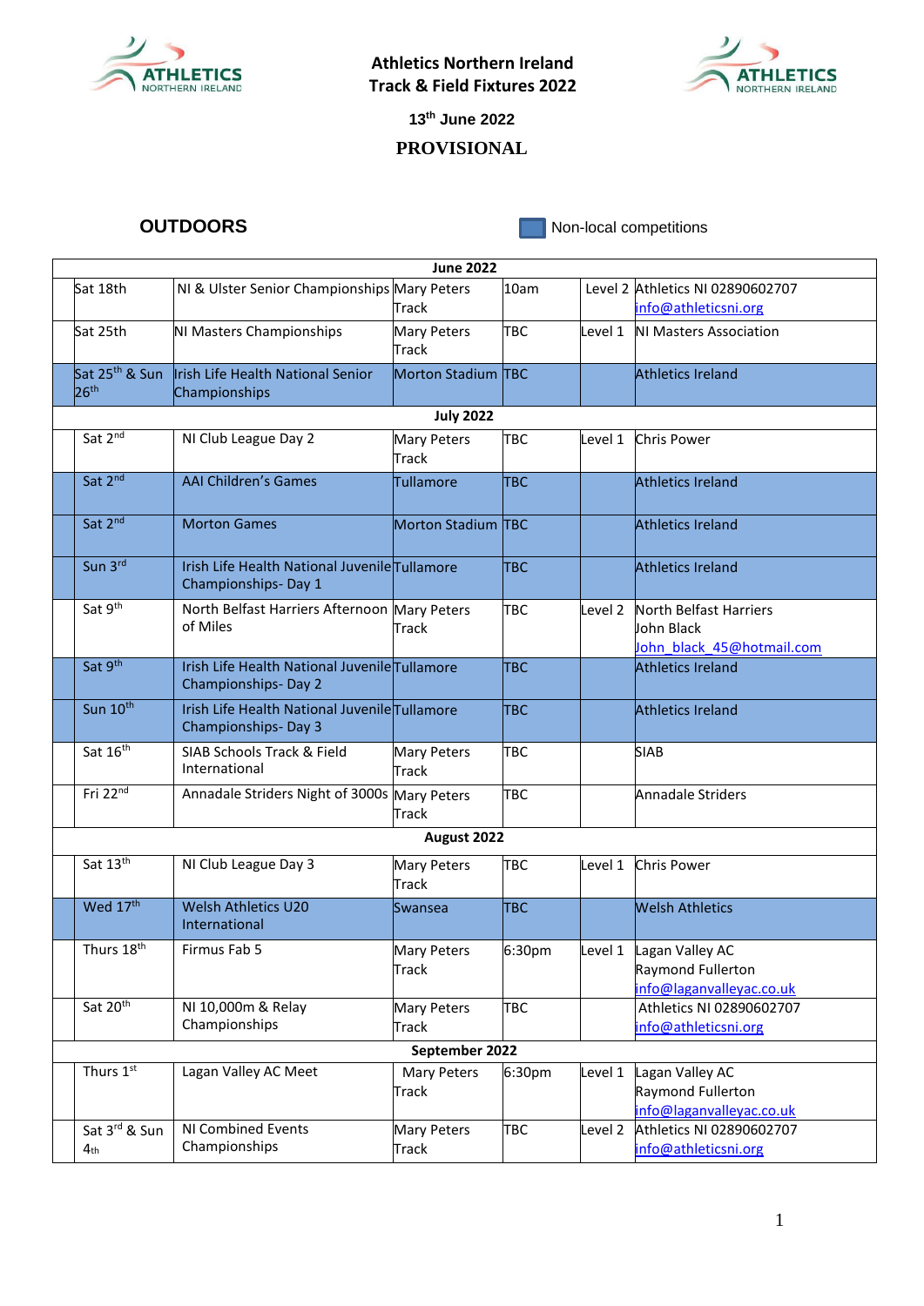# Athletics Northern Ireland Track & Field Fixtures 2022

13th June 2022

**PROVISIONAL**

## OUTDOORS

Non-local competitions

| Date | Event | Venue | Time | Level | Contact |
|---|---|---|---|---|---|
| **June 2022** | | | | | |
| Sat 18th | NI & Ulster Senior Championships | Mary Peters Track | 10am | Level 2 | Athletics NI 02890602707 info@athleticsni.org |
| Sat 25th | NI Masters Championships | Mary Peters Track | TBC | Level 1 | NI Masters Association |
| Sat 25th & Sun 26th | Irish Life Health National Senior Championships | Morton Stadium | TBC | | Athletics Ireland |
| **July 2022** | | | | | |
| Sat 2nd | NI Club League Day 2 | Mary Peters Track | TBC | Level 1 | Chris Power |
| Sat 2nd | AAI Children's Games | Tullamore | TBC | | Athletics Ireland |
| Sat 2nd | Morton Games | Morton Stadium | TBC | | Athletics Ireland |
| Sun 3rd | Irish Life Health National Juvenile Championships- Day 1 | Tullamore | TBC | | Athletics Ireland |
| Sat 9th | North Belfast Harriers Afternoon of Miles | Mary Peters Track | TBC | Level 2 | North Belfast Harriers John Black John_black_45@hotmail.com |
| Sat 9th | Irish Life Health National Juvenile Championships- Day 2 | Tullamore | TBC | | Athletics Ireland |
| Sun 10th | Irish Life Health National Juvenile Championships- Day 3 | Tullamore | TBC | | Athletics Ireland |
| Sat 16th | SIAB Schools Track & Field International | Mary Peters Track | TBC | | SIAB |
| Fri 22nd | Annadale Striders Night of 3000s | Mary Peters Track | TBC | | Annadale Striders |
| **August 2022** | | | | | |
| Sat 13th | NI Club League Day 3 | Mary Peters Track | TBC | Level 1 | Chris Power |
| Wed 17th | Welsh Athletics U20 International | Swansea | TBC | | Welsh Athletics |
| Thurs 18th | Firmus Fab 5 | Mary Peters Track | 6:30pm | Level 1 | Lagan Valley AC Raymond Fullerton info@laganvalleyac.co.uk |
| Sat 20th | NI 10,000m & Relay Championships | Mary Peters Track | TBC | | Athletics NI 02890602707 info@athleticsni.org |
| **September 2022** | | | | | |
| Thurs 1st | Lagan Valley AC Meet | Mary Peters Track | 6:30pm | Level 1 | Lagan Valley AC Raymond Fullerton info@laganvalleyac.co.uk |
| Sat 3rd & Sun 4th | NI Combined Events Championships | Mary Peters Track | TBC | Level 2 | Athletics NI 02890602707 info@athleticsni.org |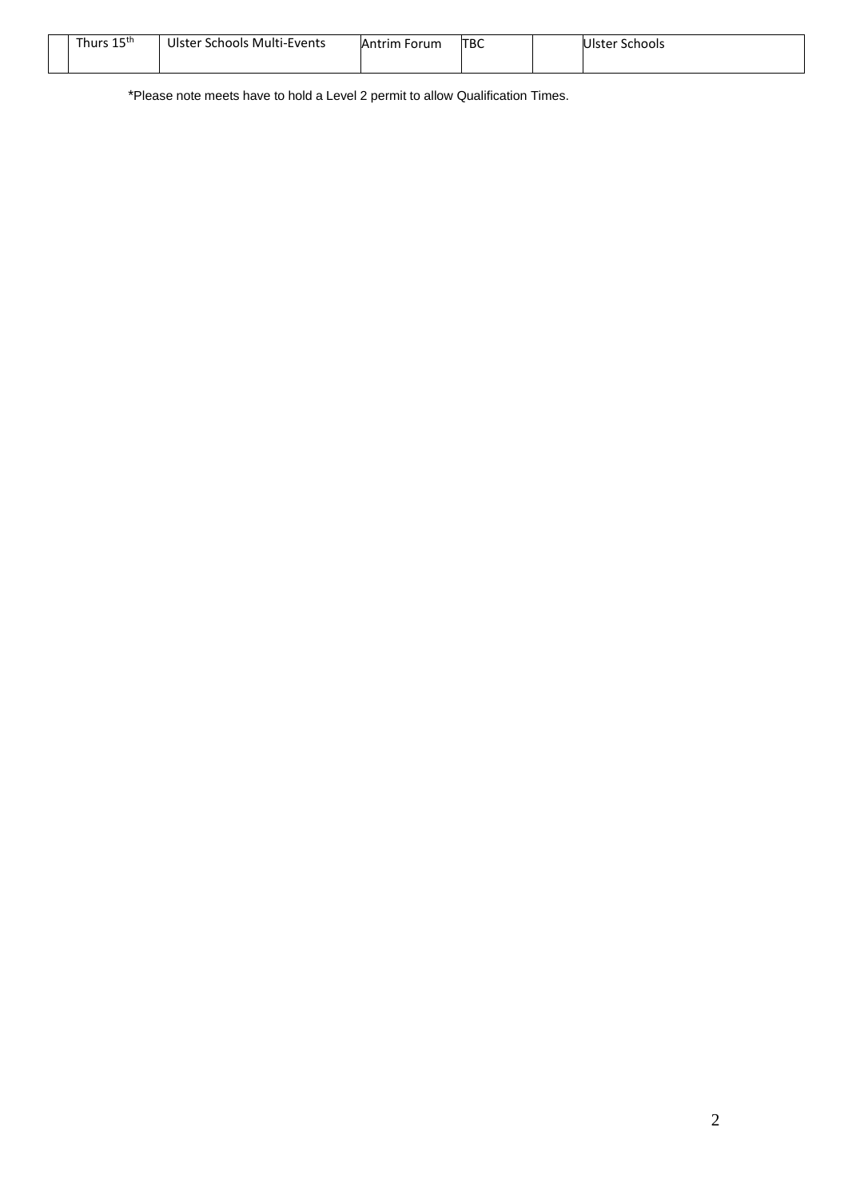| | | | | | | |
|---|---|---|---|---|---|---|
| | Thurs 15th | Ulster Schools Multi-Events | Antrim Forum | TBC | | Ulster Schools |

*Please note meets have to hold a Level 2 permit to allow Qualification Times.